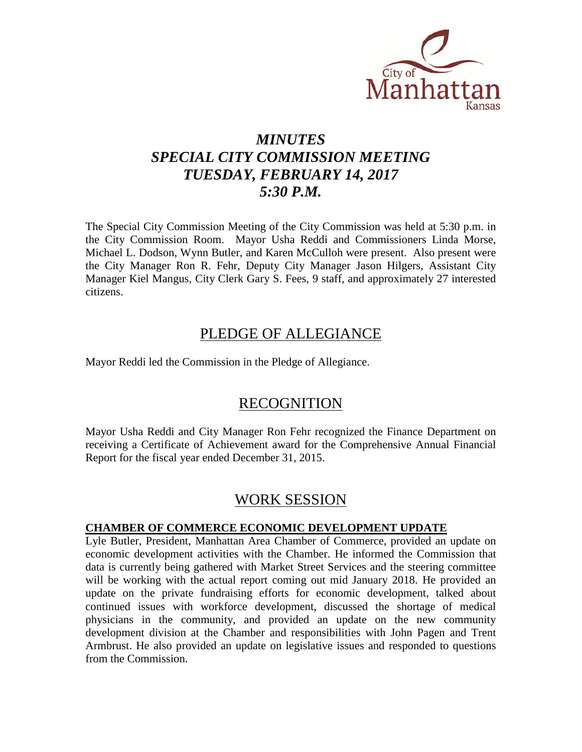# *MINUTES*
# *SPECIAL CITY COMMISSION MEETING*
# *TUESDAY, FEBRUARY 14, 2017*
# *5:30 P.M.*

The Special City Commission Meeting of the City Commission was held at 5:30 p.m. in the City Commission Room. Mayor Usha Reddi and Commissioners Linda Morse, Michael L. Dodson, Wynn Butler, and Karen McCulloh were present. Also present were the City Manager Ron R. Fehr, Deputy City Manager Jason Hilgers, Assistant City Manager Kiel Mangus, City Clerk Gary S. Fees, 9 staff, and approximately 27 interested citizens.

## PLEDGE OF ALLEGIANCE

Mayor Reddi led the Commission in the Pledge of Allegiance.

## RECOGNITION

Mayor Usha Reddi and City Manager Ron Fehr recognized the Finance Department on receiving a Certificate of Achievement award for the Comprehensive Annual Financial Report for the fiscal year ended December 31, 2015.

## WORK SESSION

### CHAMBER OF COMMERCE ECONOMIC DEVELOPMENT UPDATE

Lyle Butler, President, Manhattan Area Chamber of Commerce, provided an update on economic development activities with the Chamber. He informed the Commission that data is currently being gathered with Market Street Services and the steering committee will be working with the actual report coming out mid January 2018. He provided an update on the private fundraising efforts for economic development, talked about continued issues with workforce development, discussed the shortage of medical physicians in the community, and provided an update on the new community development division at the Chamber and responsibilities with John Pagen and Trent Armbrust. He also provided an update on legislative issues and responded to questions from the Commission.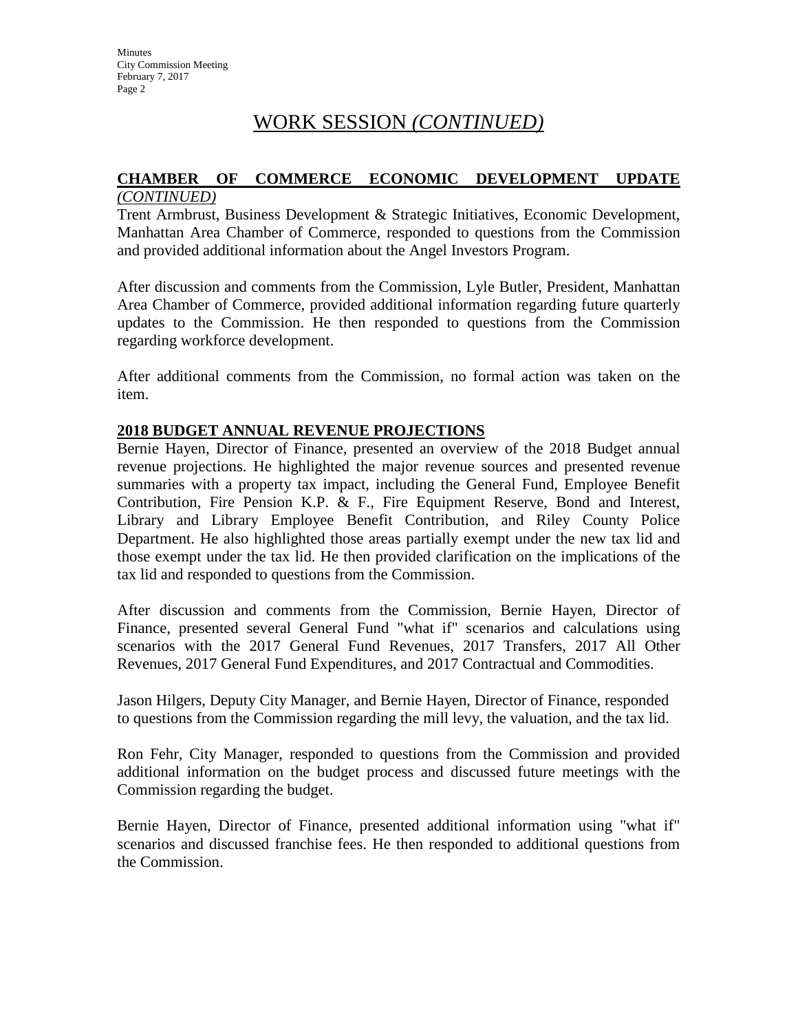## WORK SESSION *(CONTINUED)*

**CHAMBER OF COMMERCE ECONOMIC DEVELOPMENT UPDATE** *(CONTINUED)*

Trent Armbrust, Business Development & Strategic Initiatives, Economic Development, Manhattan Area Chamber of Commerce, responded to questions from the Commission and provided additional information about the Angel Investors Program.

After discussion and comments from the Commission, Lyle Butler, President, Manhattan Area Chamber of Commerce, provided additional information regarding future quarterly updates to the Commission. He then responded to questions from the Commission regarding workforce development.

After additional comments from the Commission, no formal action was taken on the item.

**2018 BUDGET ANNUAL REVENUE PROJECTIONS**

Bernie Hayen, Director of Finance, presented an overview of the 2018 Budget annual revenue projections. He highlighted the major revenue sources and presented revenue summaries with a property tax impact, including the General Fund, Employee Benefit Contribution, Fire Pension K.P. & F., Fire Equipment Reserve, Bond and Interest, Library and Library Employee Benefit Contribution, and Riley County Police Department. He also highlighted those areas partially exempt under the new tax lid and those exempt under the tax lid. He then provided clarification on the implications of the tax lid and responded to questions from the Commission.

After discussion and comments from the Commission, Bernie Hayen, Director of Finance, presented several General Fund "what if" scenarios and calculations using scenarios with the 2017 General Fund Revenues, 2017 Transfers, 2017 All Other Revenues, 2017 General Fund Expenditures, and 2017 Contractual and Commodities.

Jason Hilgers, Deputy City Manager, and Bernie Hayen, Director of Finance, responded to questions from the Commission regarding the mill levy, the valuation, and the tax lid.

Ron Fehr, City Manager, responded to questions from the Commission and provided additional information on the budget process and discussed future meetings with the Commission regarding the budget.

Bernie Hayen, Director of Finance, presented additional information using "what if" scenarios and discussed franchise fees. He then responded to additional questions from the Commission.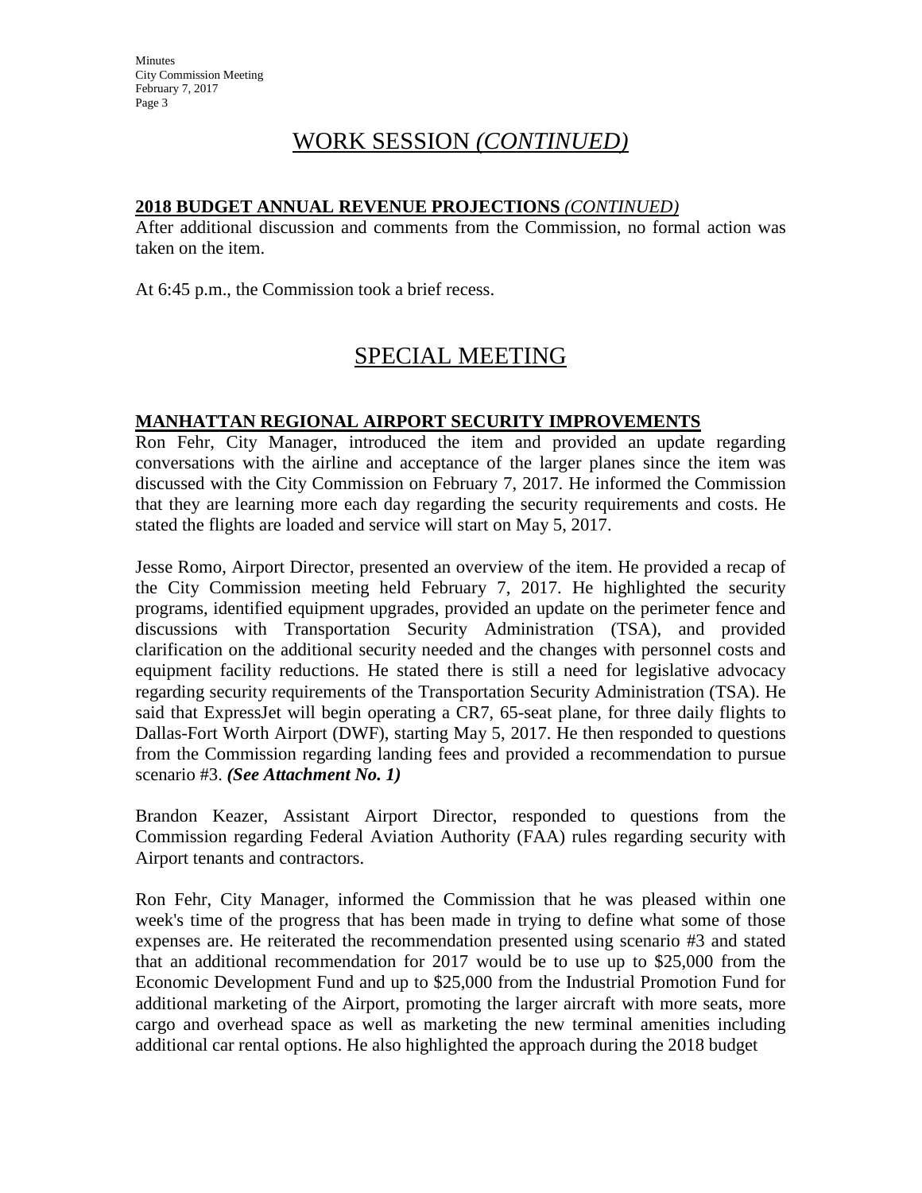## WORK SESSION *(CONTINUED)*

**2018 BUDGET ANNUAL REVENUE PROJECTIONS** *(CONTINUED)*

After additional discussion and comments from the Commission, no formal action was taken on the item.

At 6:45 p.m., the Commission took a brief recess.

## SPECIAL MEETING

**MANHATTAN REGIONAL AIRPORT SECURITY IMPROVEMENTS**

Ron Fehr, City Manager, introduced the item and provided an update regarding conversations with the airline and acceptance of the larger planes since the item was discussed with the City Commission on February 7, 2017. He informed the Commission that they are learning more each day regarding the security requirements and costs. He stated the flights are loaded and service will start on May 5, 2017.

Jesse Romo, Airport Director, presented an overview of the item. He provided a recap of the City Commission meeting held February 7, 2017. He highlighted the security programs, identified equipment upgrades, provided an update on the perimeter fence and discussions with Transportation Security Administration (TSA), and provided clarification on the additional security needed and the changes with personnel costs and equipment facility reductions. He stated there is still a need for legislative advocacy regarding security requirements of the Transportation Security Administration (TSA). He said that ExpressJet will begin operating a CR7, 65-seat plane, for three daily flights to Dallas-Fort Worth Airport (DWF), starting May 5, 2017. He then responded to questions from the Commission regarding landing fees and provided a recommendation to pursue scenario #3. ***(See Attachment No. 1)***

Brandon Keazer, Assistant Airport Director, responded to questions from the Commission regarding Federal Aviation Authority (FAA) rules regarding security with Airport tenants and contractors.

Ron Fehr, City Manager, informed the Commission that he was pleased within one week's time of the progress that has been made in trying to define what some of those expenses are. He reiterated the recommendation presented using scenario #3 and stated that an additional recommendation for 2017 would be to use up to $25,000 from the Economic Development Fund and up to $25,000 from the Industrial Promotion Fund for additional marketing of the Airport, promoting the larger aircraft with more seats, more cargo and overhead space as well as marketing the new terminal amenities including additional car rental options. He also highlighted the approach during the 2018 budget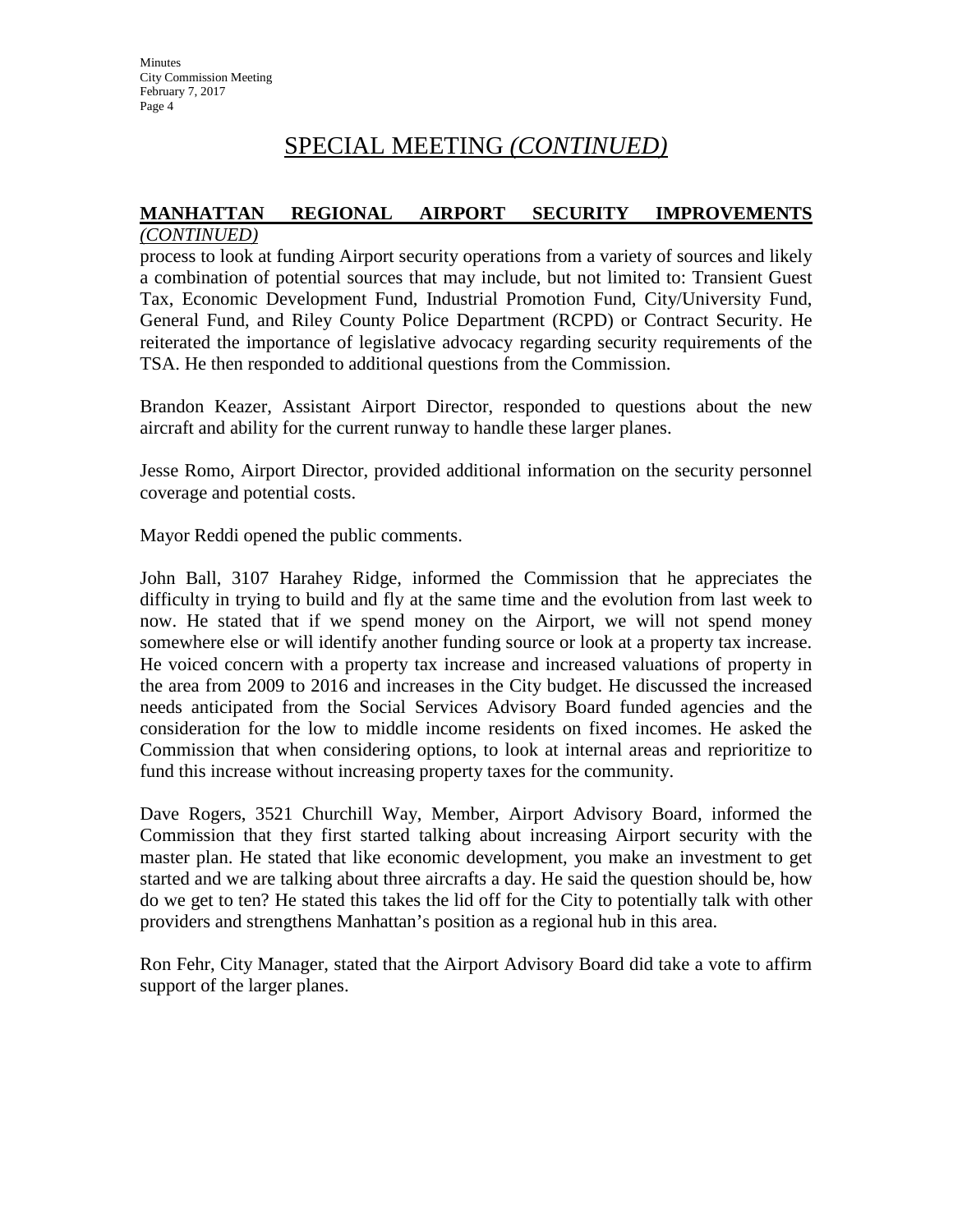# SPECIAL MEETING *(CONTINUED)*

**MANHATTAN REGIONAL AIRPORT SECURITY IMPROVEMENTS** *(CONTINUED)*

process to look at funding Airport security operations from a variety of sources and likely a combination of potential sources that may include, but not limited to: Transient Guest Tax, Economic Development Fund, Industrial Promotion Fund, City/University Fund, General Fund, and Riley County Police Department (RCPD) or Contract Security. He reiterated the importance of legislative advocacy regarding security requirements of the TSA. He then responded to additional questions from the Commission.

Brandon Keazer, Assistant Airport Director, responded to questions about the new aircraft and ability for the current runway to handle these larger planes.

Jesse Romo, Airport Director, provided additional information on the security personnel coverage and potential costs.

Mayor Reddi opened the public comments.

John Ball, 3107 Harahey Ridge, informed the Commission that he appreciates the difficulty in trying to build and fly at the same time and the evolution from last week to now. He stated that if we spend money on the Airport, we will not spend money somewhere else or will identify another funding source or look at a property tax increase. He voiced concern with a property tax increase and increased valuations of property in the area from 2009 to 2016 and increases in the City budget. He discussed the increased needs anticipated from the Social Services Advisory Board funded agencies and the consideration for the low to middle income residents on fixed incomes. He asked the Commission that when considering options, to look at internal areas and reprioritize to fund this increase without increasing property taxes for the community.

Dave Rogers, 3521 Churchill Way, Member, Airport Advisory Board, informed the Commission that they first started talking about increasing Airport security with the master plan. He stated that like economic development, you make an investment to get started and we are talking about three aircrafts a day. He said the question should be, how do we get to ten? He stated this takes the lid off for the City to potentially talk with other providers and strengthens Manhattan's position as a regional hub in this area.

Ron Fehr, City Manager, stated that the Airport Advisory Board did take a vote to affirm support of the larger planes.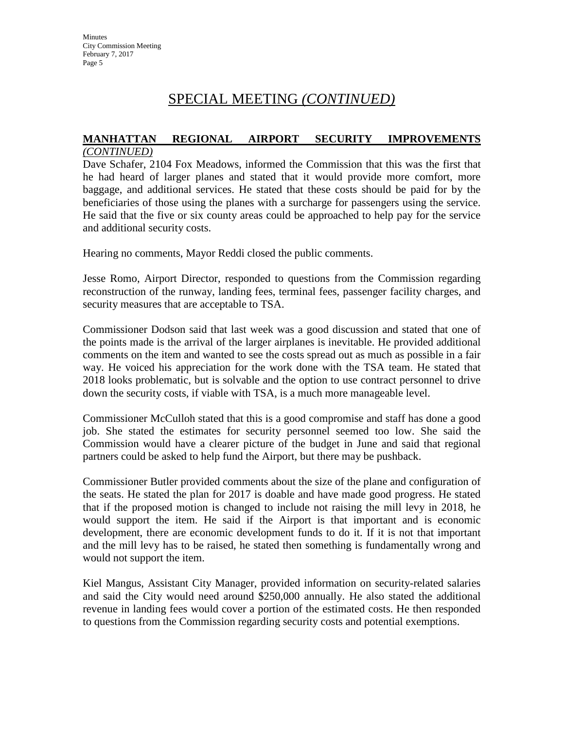# SPECIAL MEETING *(CONTINUED)*

**MANHATTAN REGIONAL AIRPORT SECURITY IMPROVEMENTS** *(CONTINUED)*

Dave Schafer, 2104 Fox Meadows, informed the Commission that this was the first that he had heard of larger planes and stated that it would provide more comfort, more baggage, and additional services. He stated that these costs should be paid for by the beneficiaries of those using the planes with a surcharge for passengers using the service. He said that the five or six county areas could be approached to help pay for the service and additional security costs.

Hearing no comments, Mayor Reddi closed the public comments.

Jesse Romo, Airport Director, responded to questions from the Commission regarding reconstruction of the runway, landing fees, terminal fees, passenger facility charges, and security measures that are acceptable to TSA.

Commissioner Dodson said that last week was a good discussion and stated that one of the points made is the arrival of the larger airplanes is inevitable. He provided additional comments on the item and wanted to see the costs spread out as much as possible in a fair way. He voiced his appreciation for the work done with the TSA team. He stated that 2018 looks problematic, but is solvable and the option to use contract personnel to drive down the security costs, if viable with TSA, is a much more manageable level.

Commissioner McCulloh stated that this is a good compromise and staff has done a good job. She stated the estimates for security personnel seemed too low. She said the Commission would have a clearer picture of the budget in June and said that regional partners could be asked to help fund the Airport, but there may be pushback.

Commissioner Butler provided comments about the size of the plane and configuration of the seats. He stated the plan for 2017 is doable and have made good progress. He stated that if the proposed motion is changed to include not raising the mill levy in 2018, he would support the item. He said if the Airport is that important and is economic development, there are economic development funds to do it. If it is not that important and the mill levy has to be raised, he stated then something is fundamentally wrong and would not support the item.

Kiel Mangus, Assistant City Manager, provided information on security-related salaries and said the City would need around $250,000 annually. He also stated the additional revenue in landing fees would cover a portion of the estimated costs. He then responded to questions from the Commission regarding security costs and potential exemptions.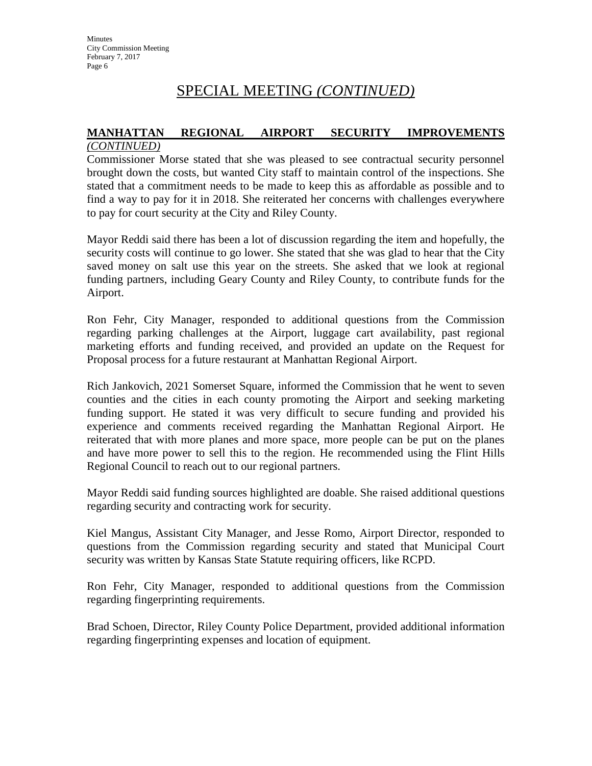# SPECIAL MEETING *(CONTINUED)*

**MANHATTAN REGIONAL AIRPORT SECURITY IMPROVEMENTS** *(CONTINUED)*

Commissioner Morse stated that she was pleased to see contractual security personnel brought down the costs, but wanted City staff to maintain control of the inspections. She stated that a commitment needs to be made to keep this as affordable as possible and to find a way to pay for it in 2018. She reiterated her concerns with challenges everywhere to pay for court security at the City and Riley County.

Mayor Reddi said there has been a lot of discussion regarding the item and hopefully, the security costs will continue to go lower. She stated that she was glad to hear that the City saved money on salt use this year on the streets. She asked that we look at regional funding partners, including Geary County and Riley County, to contribute funds for the Airport.

Ron Fehr, City Manager, responded to additional questions from the Commission regarding parking challenges at the Airport, luggage cart availability, past regional marketing efforts and funding received, and provided an update on the Request for Proposal process for a future restaurant at Manhattan Regional Airport.

Rich Jankovich, 2021 Somerset Square, informed the Commission that he went to seven counties and the cities in each county promoting the Airport and seeking marketing funding support. He stated it was very difficult to secure funding and provided his experience and comments received regarding the Manhattan Regional Airport. He reiterated that with more planes and more space, more people can be put on the planes and have more power to sell this to the region. He recommended using the Flint Hills Regional Council to reach out to our regional partners.

Mayor Reddi said funding sources highlighted are doable. She raised additional questions regarding security and contracting work for security.

Kiel Mangus, Assistant City Manager, and Jesse Romo, Airport Director, responded to questions from the Commission regarding security and stated that Municipal Court security was written by Kansas State Statute requiring officers, like RCPD.

Ron Fehr, City Manager, responded to additional questions from the Commission regarding fingerprinting requirements.

Brad Schoen, Director, Riley County Police Department, provided additional information regarding fingerprinting expenses and location of equipment.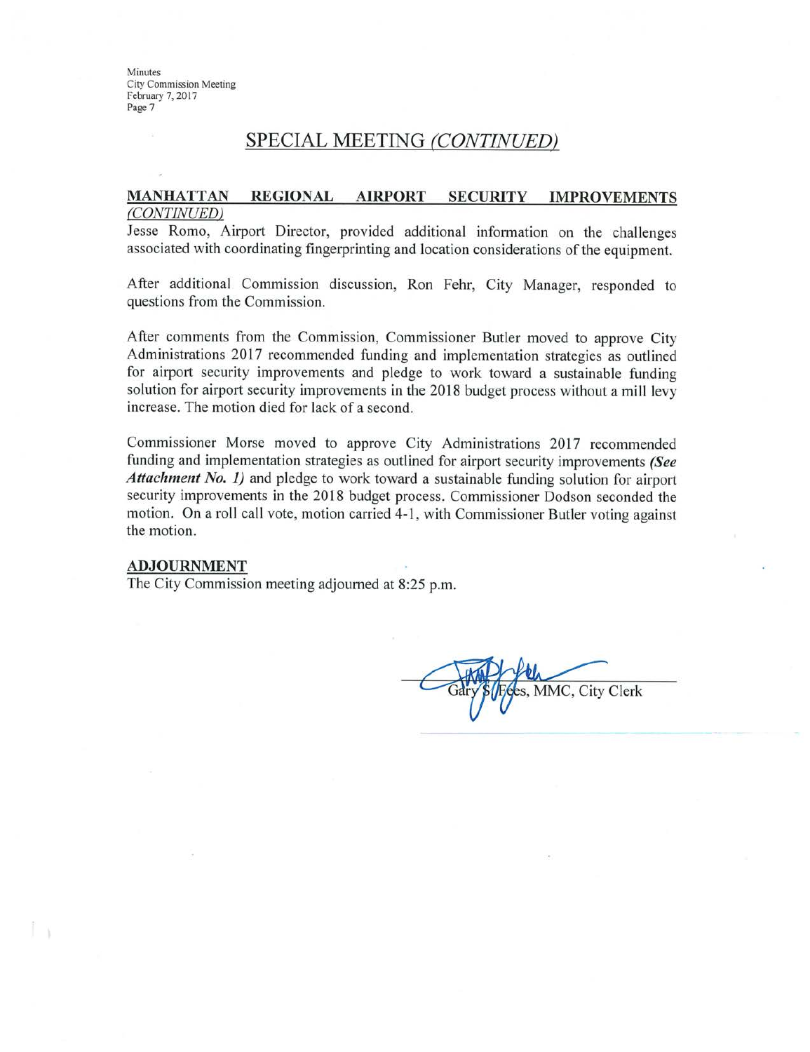## SPECIAL MEETING *(CONTINUED)*

**MANHATTAN REGIONAL AIRPORT SECURITY IMPROVEMENTS** *(CONTINUED)*

Jesse Romo, Airport Director, provided additional information on the challenges associated with coordinating fingerprinting and location considerations of the equipment.

After additional Commission discussion, Ron Fehr, City Manager, responded to questions from the Commission.

After comments from the Commission, Commissioner Butler moved to approve City Administrations 2017 recommended funding and implementation strategies as outlined for airport security improvements and pledge to work toward a sustainable funding solution for airport security improvements in the 2018 budget process without a mill levy increase. The motion died for lack of a second.

Commissioner Morse moved to approve City Administrations 2017 recommended funding and implementation strategies as outlined for airport security improvements ***(See Attachment No. 1)*** and pledge to work toward a sustainable funding solution for airport security improvements in the 2018 budget process. Commissioner Dodson seconded the motion. On a roll call vote, motion carried 4-1, with Commissioner Butler voting against the motion.

**ADJOURNMENT**

The City Commission meeting adjourned at 8:25 p.m.

Gary S. Fees, MMC, City Clerk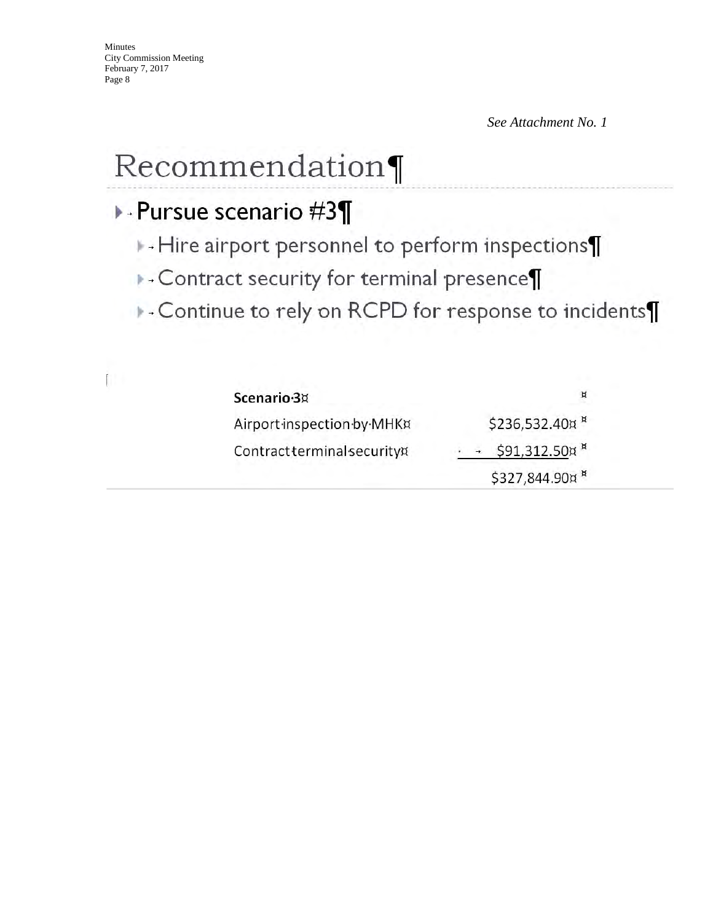*See Attachment No. 1*

# Recommendation

- Pursue scenario #3
  - Hire airport personnel to perform inspections
  - Contract security for terminal presence
  - Continue to rely on RCPD for response to incidents

| **Scenario 3** | |
|---|---|
| Airport inspection by MHK | $236,532.40 |
| Contract terminal security | $91,312.50 |
| | $327,844.90 |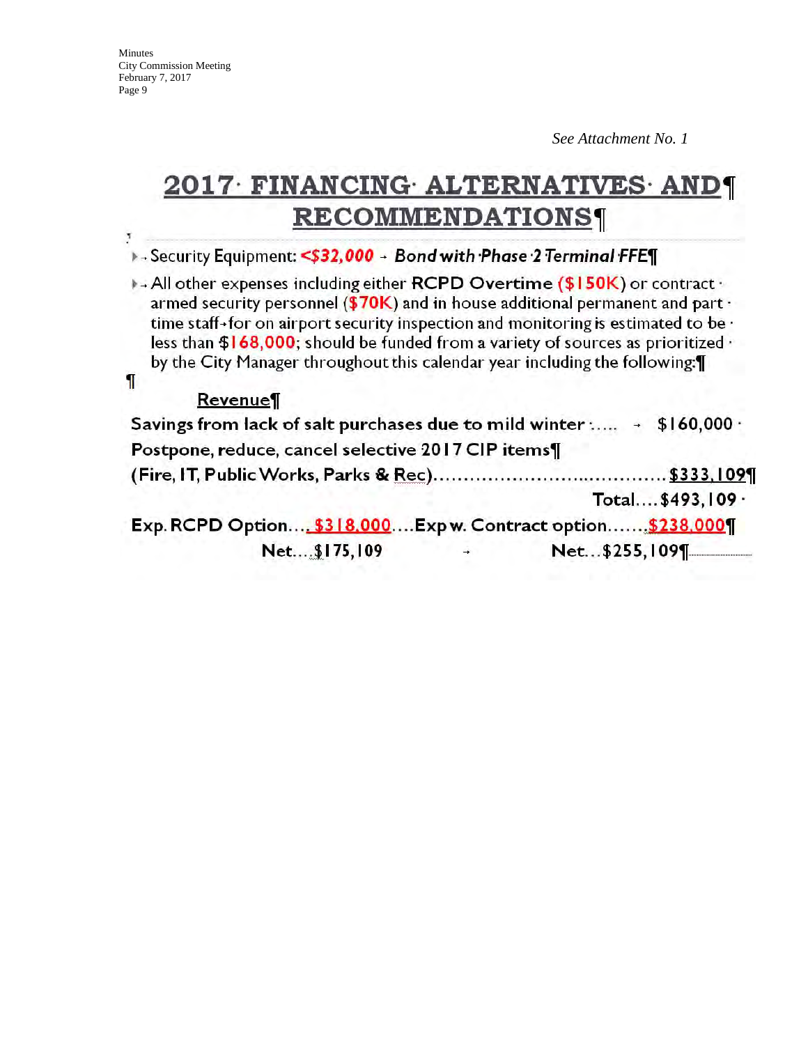*See Attachment No. 1*

# 2017 FINANCING ALTERNATIVES AND RECOMMENDATIONS

- Security Equipment: **<$32,000** → ***Bond with Phase 2 Terminal FFE***
- All other expenses including either **RCPD Overtime ($150K)** or contract armed security personnel (**$70K**) and in house additional permanent and part time staff for on airport security inspection and monitoring is estimated to be less than $**168,000**; should be funded from a variety of sources as prioritized by the City Manager throughout this calendar year including the following:

**Revenue**

**Savings from lack of salt purchases due to mild winter ….. → $160,000**

**Postpone, reduce, cancel selective 2017 CIP items**

**(Fire, IT, Public Works, Parks & Rec)……………………..………… $333,109**

**Total…. $493,109**

**Exp. RCPD Option…. $318,000….Exp w. Contract option……. $238,000**

**Net….$175,109 → Net…$255,109**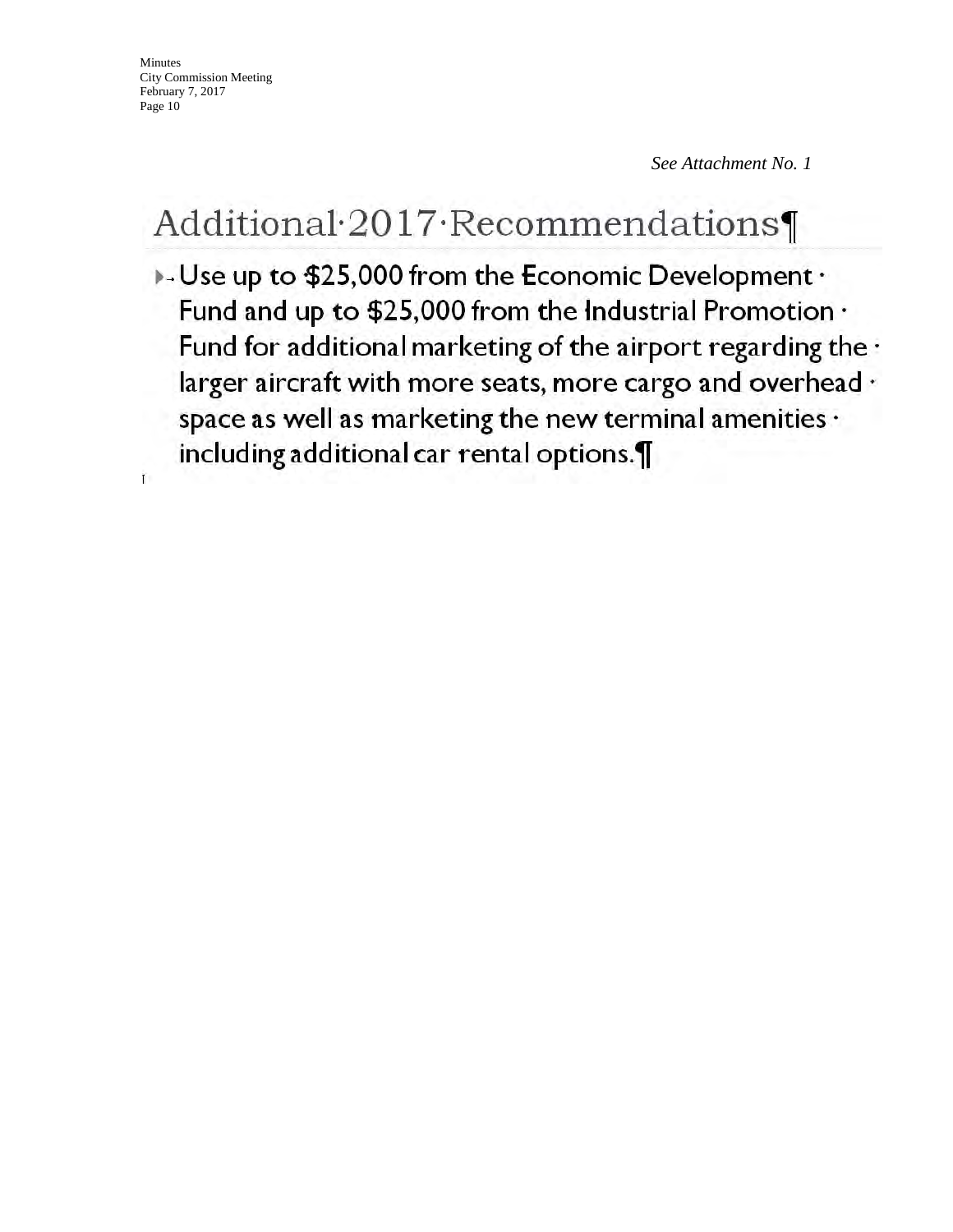*See Attachment No. 1*

# Additional 2017 Recommendations

- Use up to $25,000 from the Economic Development Fund and up to $25,000 from the Industrial Promotion Fund for additional marketing of the airport regarding the larger aircraft with more seats, more cargo and overhead space as well as marketing the new terminal amenities including additional car rental options.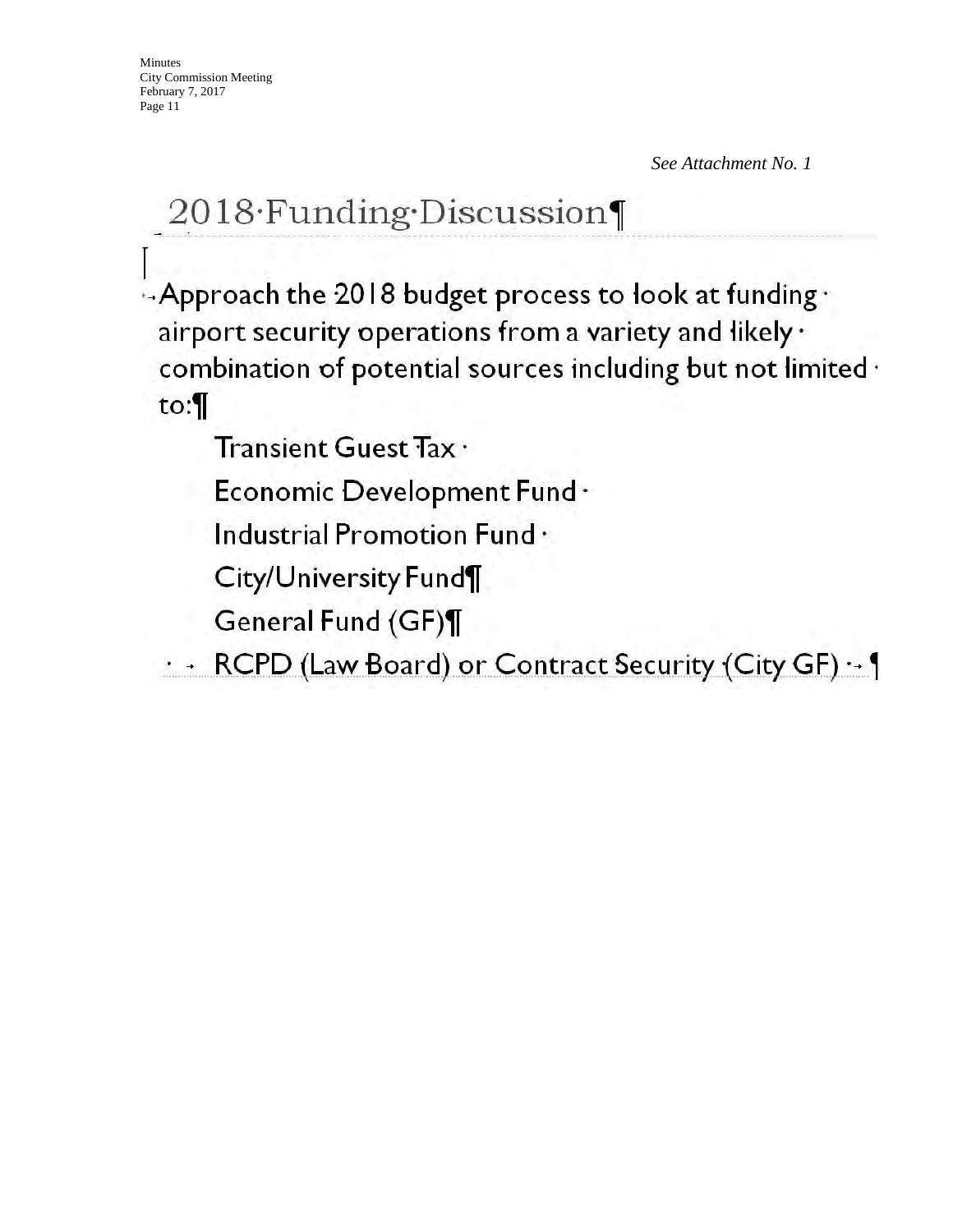*See Attachment No. 1*

## 2018 Funding Discussion

Approach the 2018 budget process to look at funding airport security operations from a variety and likely combination of potential sources including but not limited to:

- Transient Guest Tax
- Economic Development Fund
- Industrial Promotion Fund
- City/University Fund
- General Fund (GF)
- RCPD (Law Board) or Contract Security (City GF)